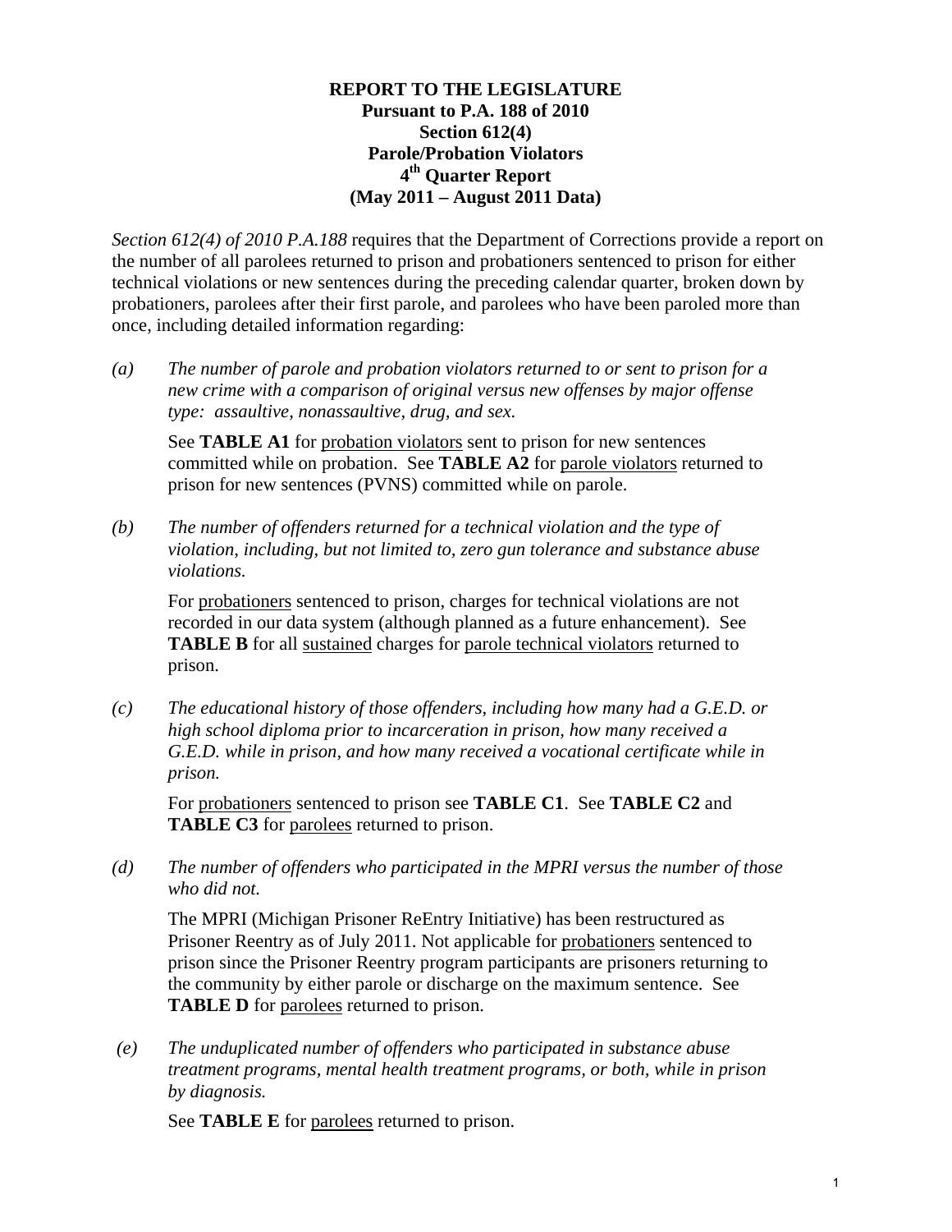**REPORT TO THE LEGISLATURE**
**Pursuant to P.A. 188 of 2010**
**Section 612(4)**
**Parole/Probation Violators**
**4th Quarter Report**
**(May 2011 – August 2011 Data)**

*Section 612(4) of 2010 P.A.188* requires that the Department of Corrections provide a report on the number of all parolees returned to prison and probationers sentenced to prison for either technical violations or new sentences during the preceding calendar quarter, broken down by probationers, parolees after their first parole, and parolees who have been paroled more than once, including detailed information regarding:

*(a)* *The number of parole and probation violators returned to or sent to prison for a new crime with a comparison of original versus new offenses by major offense type: assaultive, nonassaultive, drug, and sex.*

See **TABLE A1** for probation violators sent to prison for new sentences committed while on probation. See **TABLE A2** for parole violators returned to prison for new sentences (PVNS) committed while on parole.

*(b)* *The number of offenders returned for a technical violation and the type of violation, including, but not limited to, zero gun tolerance and substance abuse violations.*

For probationers sentenced to prison, charges for technical violations are not recorded in our data system (although planned as a future enhancement). See **TABLE B** for all sustained charges for parole technical violators returned to prison.

*(c)* *The educational history of those offenders, including how many had a G.E.D. or high school diploma prior to incarceration in prison, how many received a G.E.D. while in prison, and how many received a vocational certificate while in prison.*

For probationers sentenced to prison see **TABLE C1**. See **TABLE C2** and **TABLE C3** for parolees returned to prison.

*(d)* *The number of offenders who participated in the MPRI versus the number of those who did not.*

The MPRI (Michigan Prisoner ReEntry Initiative) has been restructured as Prisoner Reentry as of July 2011. Not applicable for probationers sentenced to prison since the Prisoner Reentry program participants are prisoners returning to the community by either parole or discharge on the maximum sentence. See **TABLE D** for parolees returned to prison.

*(e)* *The unduplicated number of offenders who participated in substance abuse treatment programs, mental health treatment programs, or both, while in prison by diagnosis.*

See **TABLE E** for parolees returned to prison.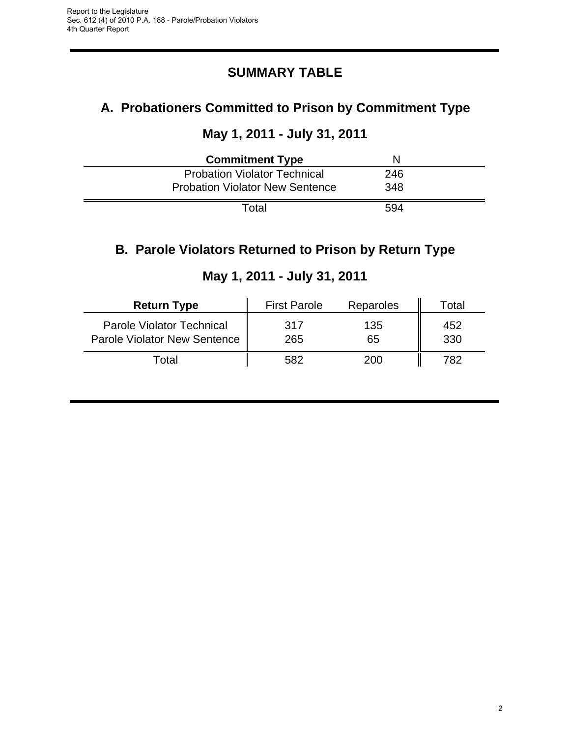# SUMMARY TABLE

## A. Probationers Committed to Prison by Commitment Type

### May 1, 2011 - July 31, 2011

| **Commitment Type** | N |
|---|---|
| Probation Violator Technical | 246 |
| Probation Violator New Sentence | 348 |
| Total | 594 |

## B. Parole Violators Returned to Prison by Return Type

### May 1, 2011 - July 31, 2011

| **Return Type** | First Parole | Reparoles | Total |
|---|---|---|---|
| Parole Violator Technical | 317 | 135 | 452 |
| Parole Violator New Sentence | 265 | 65 | 330 |
| Total | 582 | 200 | 782 |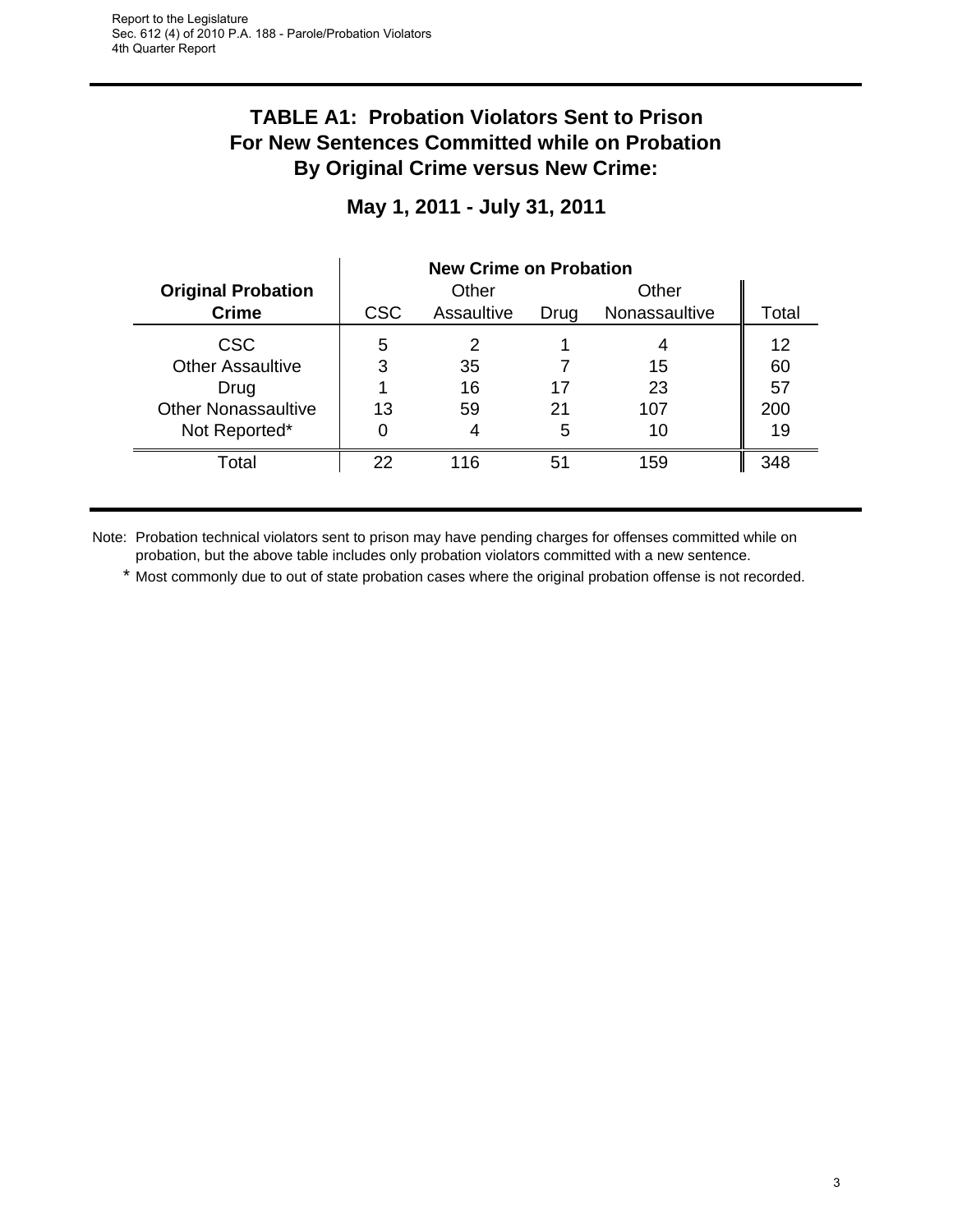## TABLE A1: Probation Violators Sent to Prison For New Sentences Committed while on Probation By Original Crime versus New Crime:

### May 1, 2011 - July 31, 2011

| Original Probation Crime | New Crime on Probation | | | | |
|---|---|---|---|---|---|
| | CSC | Other Assaultive | Drug | Other Nonassaultive | Total |
| CSC | 5 | 2 | 1 | 4 | 12 |
| Other Assaultive | 3 | 35 | 7 | 15 | 60 |
| Drug | 1 | 16 | 17 | 23 | 57 |
| Other Nonassaultive | 13 | 59 | 21 | 107 | 200 |
| Not Reported* | 0 | 4 | 5 | 10 | 19 |
| Total | 22 | 116 | 51 | 159 | 348 |

Note: Probation technical violators sent to prison may have pending charges for offenses committed while on probation, but the above table includes only probation violators committed with a new sentence.

\* Most commonly due to out of state probation cases where the original probation offense is not recorded.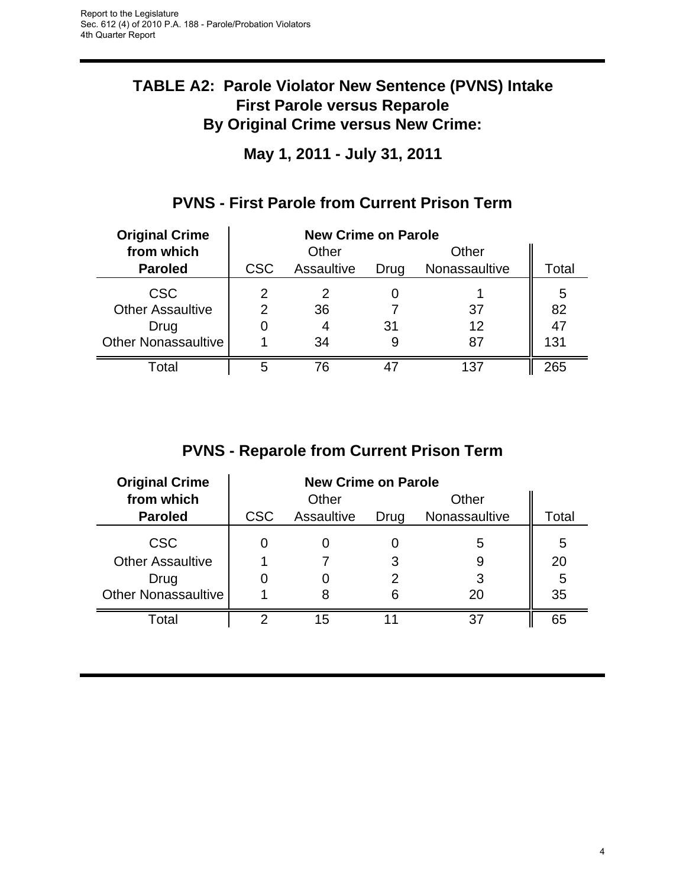# TABLE A2: Parole Violator New Sentence (PVNS) Intake First Parole versus Reparole By Original Crime versus New Crime:

## May 1, 2011 - July 31, 2011

### PVNS - First Parole from Current Prison Term

| Original Crime from which Paroled | New Crime on Parole | | | | |
|---|---|---|---|---|---|
| | CSC | Other Assaultive | Drug | Other Nonassaultive | Total |
| CSC | 2 | 2 | 0 | 1 | 5 |
| Other Assaultive | 2 | 36 | 7 | 37 | 82 |
| Drug | 0 | 4 | 31 | 12 | 47 |
| Other Nonassaultive | 1 | 34 | 9 | 87 | 131 |
| Total | 5 | 76 | 47 | 137 | 265 |

### PVNS - Reparole from Current Prison Term

| Original Crime from which Paroled | New Crime on Parole | | | | |
|---|---|---|---|---|---|
| | CSC | Other Assaultive | Drug | Other Nonassaultive | Total |
| CSC | 0 | 0 | 0 | 5 | 5 |
| Other Assaultive | 1 | 7 | 3 | 9 | 20 |
| Drug | 0 | 0 | 2 | 3 | 5 |
| Other Nonassaultive | 1 | 8 | 6 | 20 | 35 |
| Total | 2 | 15 | 11 | 37 | 65 |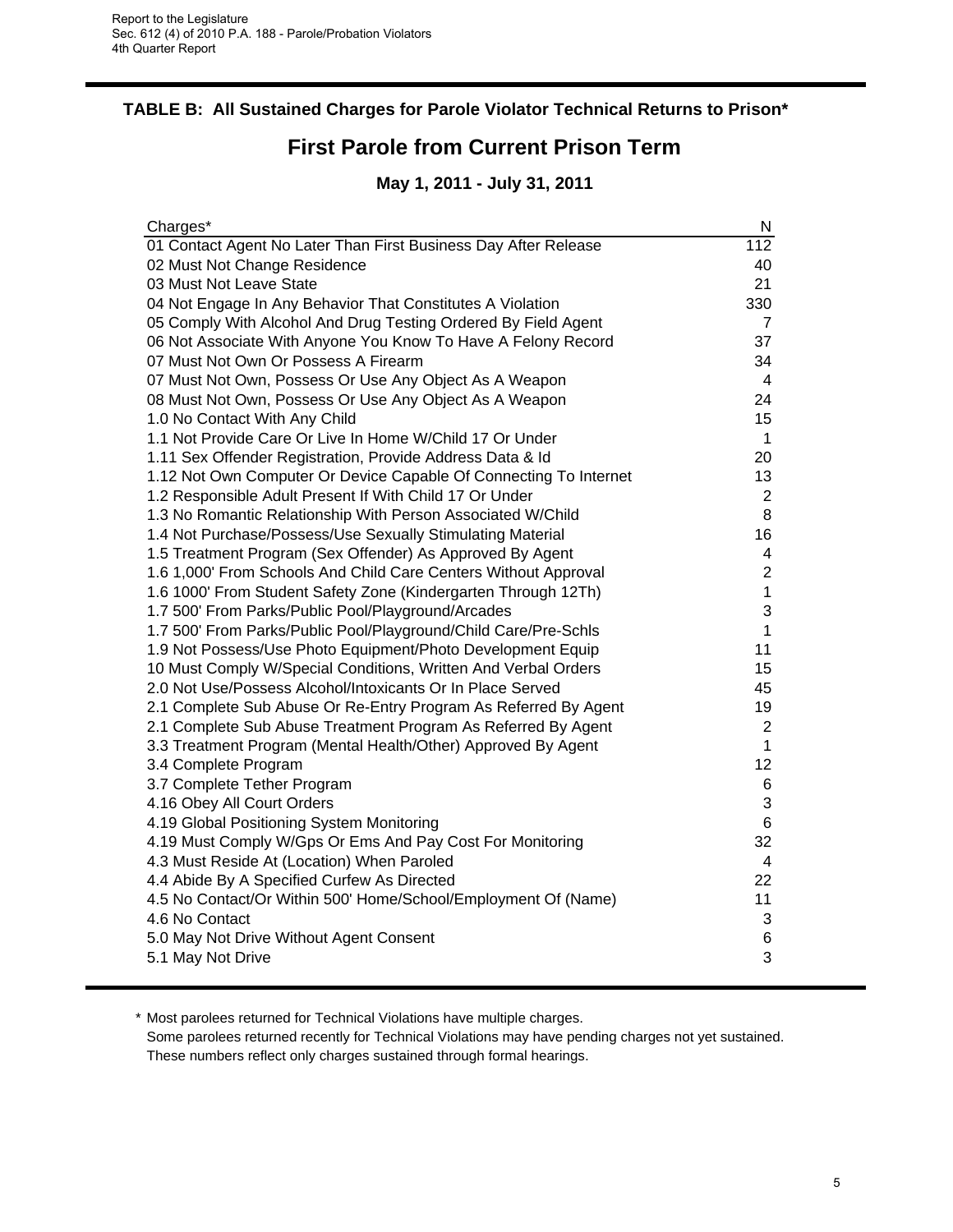Report to the Legislature
Sec. 612 (4) of 2010 P.A. 188 - Parole/Probation Violators
4th Quarter Report

### TABLE B: All Sustained Charges for Parole Violator Technical Returns to Prison*

## First Parole from Current Prison Term

### May 1, 2011 - July 31, 2011

| Charges* | N |
|---|---|
| 01 Contact Agent No Later Than First Business Day After Release | 112 |
| 02 Must Not Change Residence | 40 |
| 03 Must Not Leave State | 21 |
| 04 Not Engage In Any Behavior That Constitutes A Violation | 330 |
| 05 Comply With Alcohol And Drug Testing Ordered By Field Agent | 7 |
| 06 Not Associate With Anyone You Know To Have A Felony Record | 37 |
| 07 Must Not Own Or Possess A Firearm | 34 |
| 07 Must Not Own, Possess Or Use Any Object As A Weapon | 4 |
| 08 Must Not Own, Possess Or Use Any Object As A Weapon | 24 |
| 1.0 No Contact With Any Child | 15 |
| 1.1 Not Provide Care Or Live In Home W/Child 17 Or Under | 1 |
| 1.11 Sex Offender Registration, Provide Address Data & Id | 20 |
| 1.12 Not Own Computer Or Device Capable Of Connecting To Internet | 13 |
| 1.2 Responsible Adult Present If With Child 17 Or Under | 2 |
| 1.3 No Romantic Relationship With Person Associated W/Child | 8 |
| 1.4 Not Purchase/Possess/Use Sexually Stimulating Material | 16 |
| 1.5 Treatment Program (Sex Offender) As Approved By Agent | 4 |
| 1.6 1,000' From Schools And Child Care Centers Without Approval | 2 |
| 1.6 1000' From Student Safety Zone (Kindergarten Through 12Th) | 1 |
| 1.7 500' From Parks/Public Pool/Playground/Arcades | 3 |
| 1.7 500' From Parks/Public Pool/Playground/Child Care/Pre-Schls | 1 |
| 1.9 Not Possess/Use Photo Equipment/Photo Development Equip | 11 |
| 10 Must Comply W/Special Conditions, Written And Verbal Orders | 15 |
| 2.0 Not Use/Possess Alcohol/Intoxicants Or In Place Served | 45 |
| 2.1 Complete Sub Abuse Or Re-Entry Program As Referred By Agent | 19 |
| 2.1 Complete Sub Abuse Treatment Program As Referred By Agent | 2 |
| 3.3 Treatment Program (Mental Health/Other) Approved By Agent | 1 |
| 3.4 Complete Program | 12 |
| 3.7 Complete Tether Program | 6 |
| 4.16 Obey All Court Orders | 3 |
| 4.19 Global Positioning System Monitoring | 6 |
| 4.19 Must Comply W/Gps Or Ems And Pay Cost For Monitoring | 32 |
| 4.3 Must Reside At (Location) When Paroled | 4 |
| 4.4 Abide By A Specified Curfew As Directed | 22 |
| 4.5 No Contact/Or Within 500' Home/School/Employment Of (Name) | 11 |
| 4.6 No Contact | 3 |
| 5.0 May Not Drive Without Agent Consent | 6 |
| 5.1 May Not Drive | 3 |

\* Most parolees returned for Technical Violations have multiple charges.
Some parolees returned recently for Technical Violations may have pending charges not yet sustained.
These numbers reflect only charges sustained through formal hearings.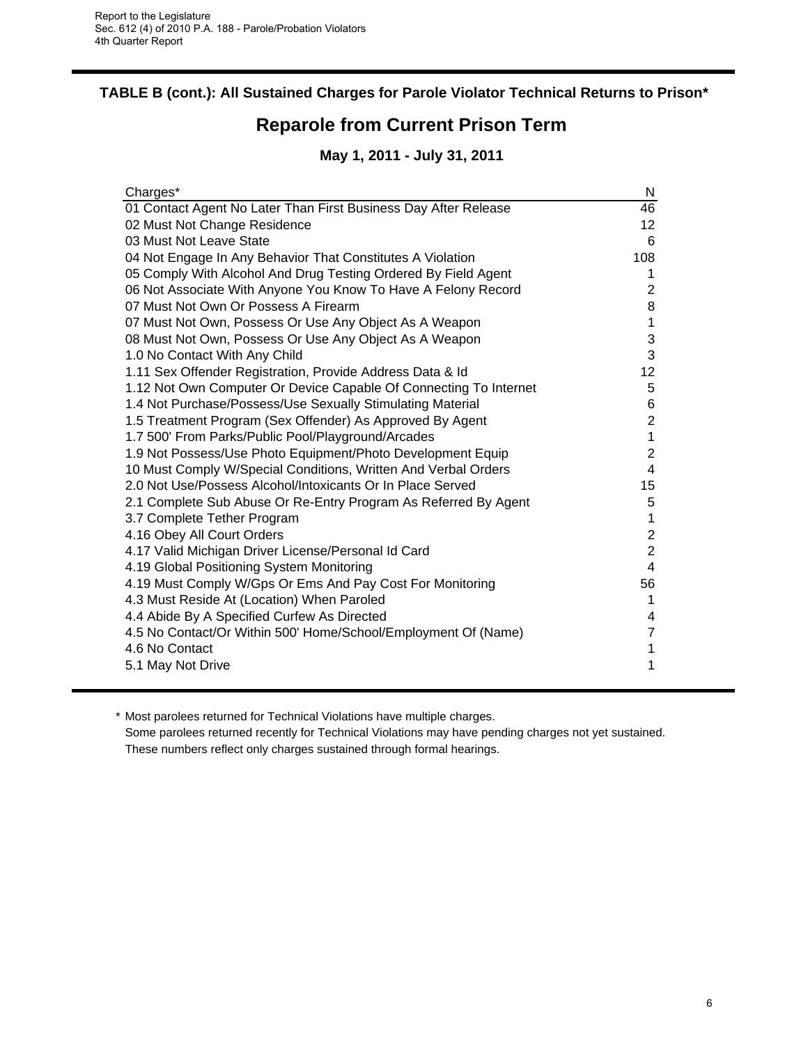## TABLE B (cont.): All Sustained Charges for Parole Violator Technical Returns to Prison*

# Reparole from Current Prison Term

### May 1, 2011 - July 31, 2011

| Charges* | N |
|---|---|
| 01 Contact Agent No Later Than First Business Day After Release | 46 |
| 02 Must Not Change Residence | 12 |
| 03 Must Not Leave State | 6 |
| 04 Not Engage In Any Behavior That Constitutes A Violation | 108 |
| 05 Comply With Alcohol And Drug Testing Ordered By Field Agent | 1 |
| 06 Not Associate With Anyone You Know To Have A Felony Record | 2 |
| 07 Must Not Own Or Possess A Firearm | 8 |
| 07 Must Not Own, Possess Or Use Any Object As A Weapon | 1 |
| 08 Must Not Own, Possess Or Use Any Object As A Weapon | 3 |
| 1.0 No Contact With Any Child | 3 |
| 1.11 Sex Offender Registration, Provide Address Data & Id | 12 |
| 1.12 Not Own Computer Or Device Capable Of Connecting To Internet | 5 |
| 1.4 Not Purchase/Possess/Use Sexually Stimulating Material | 6 |
| 1.5 Treatment Program (Sex Offender) As Approved By Agent | 2 |
| 1.7 500' From Parks/Public Pool/Playground/Arcades | 1 |
| 1.9 Not Possess/Use Photo Equipment/Photo Development Equip | 2 |
| 10 Must Comply W/Special Conditions, Written And Verbal Orders | 4 |
| 2.0 Not Use/Possess Alcohol/Intoxicants Or In Place Served | 15 |
| 2.1 Complete Sub Abuse Or Re-Entry Program As Referred By Agent | 5 |
| 3.7 Complete Tether Program | 1 |
| 4.16 Obey All Court Orders | 2 |
| 4.17 Valid Michigan Driver License/Personal Id Card | 2 |
| 4.19 Global Positioning System Monitoring | 4 |
| 4.19 Must Comply W/Gps Or Ems And Pay Cost For Monitoring | 56 |
| 4.3 Must Reside At (Location) When Paroled | 1 |
| 4.4 Abide By A Specified Curfew As Directed | 4 |
| 4.5 No Contact/Or Within 500' Home/School/Employment Of (Name) | 7 |
| 4.6 No Contact | 1 |
| 5.1 May Not Drive | 1 |

\* Most parolees returned for Technical Violations have multiple charges.
Some parolees returned recently for Technical Violations may have pending charges not yet sustained.
These numbers reflect only charges sustained through formal hearings.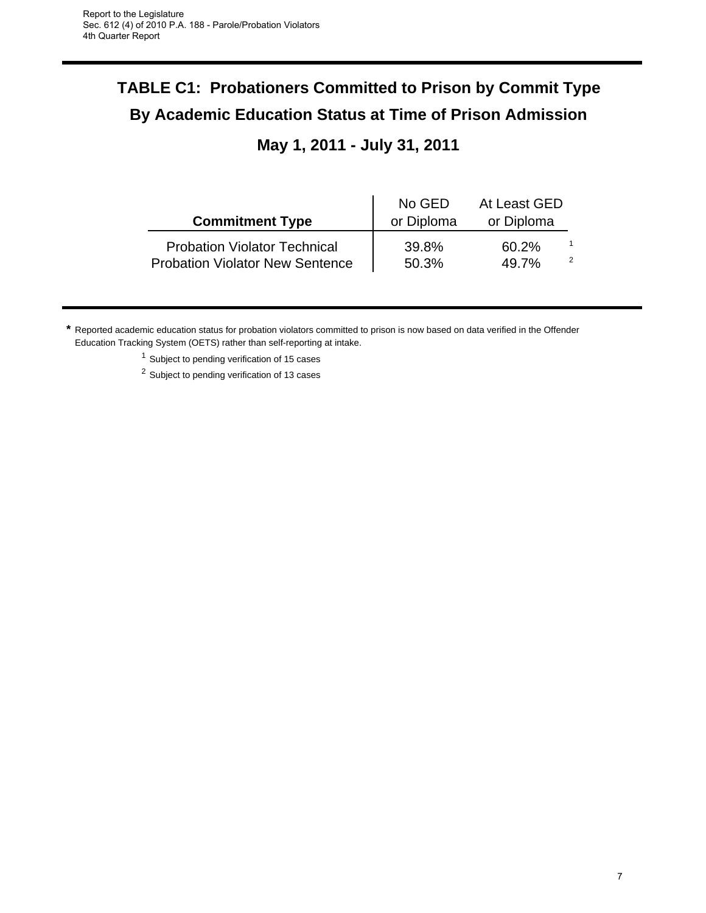# TABLE C1: Probationers Committed to Prison by Commit Type By Academic Education Status at Time of Prison Admission

## May 1, 2011 - July 31, 2011

| Commitment Type | No GED or Diploma | At Least GED or Diploma | |
|---|---|---|---|
| Probation Violator Technical | 39.8% | 60.2% | [1] |
| Probation Violator New Sentence | 50.3% | 49.7% | [2] |

* Reported academic education status for probation violators committed to prison is now based on data verified in the Offender Education Tracking System (OETS) rather than self-reporting at intake.

[1] Subject to pending verification of 15 cases

[2] Subject to pending verification of 13 cases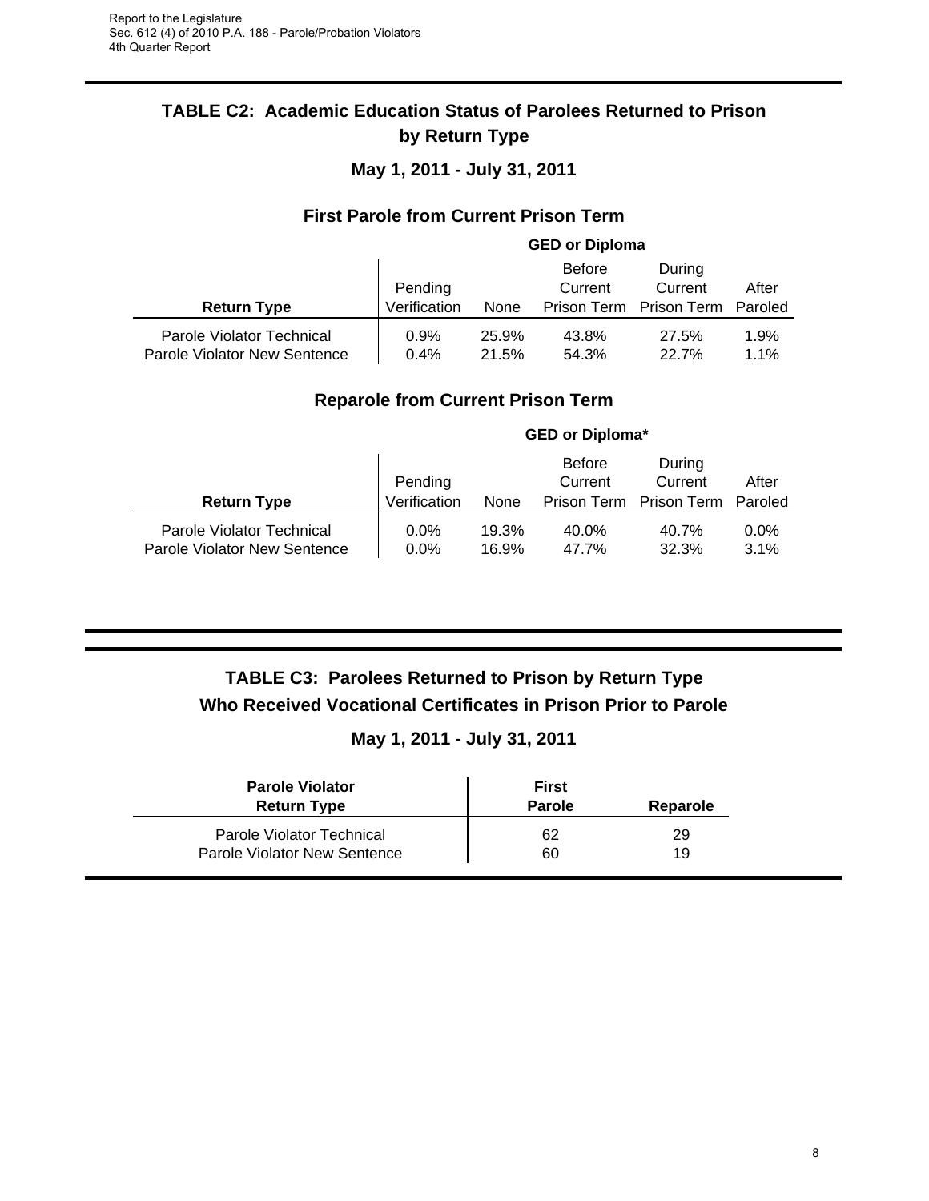## TABLE C2: Academic Education Status of Parolees Returned to Prison by Return Type

### May 1, 2011 - July 31, 2011

### First Parole from Current Prison Term

| | GED or Diploma | | | | |
|---|---|---|---|---|---|
| **Return Type** | Pending Verification | None | Before Current Prison Term | During Current Prison Term | After Paroled |
| Parole Violator Technical | 0.9% | 25.9% | 43.8% | 27.5% | 1.9% |
| Parole Violator New Sentence | 0.4% | 21.5% | 54.3% | 22.7% | 1.1% |

### Reparole from Current Prison Term

| | GED or Diploma* | | | | |
|---|---|---|---|---|---|
| **Return Type** | Pending Verification | None | Before Current Prison Term | During Current Prison Term | After Paroled |
| Parole Violator Technical | 0.0% | 19.3% | 40.0% | 40.7% | 0.0% |
| Parole Violator New Sentence | 0.0% | 16.9% | 47.7% | 32.3% | 3.1% |

## TABLE C3: Parolees Returned to Prison by Return Type Who Received Vocational Certificates in Prison Prior to Parole

### May 1, 2011 - July 31, 2011

| **Parole Violator Return Type** | **First Parole** | **Reparole** |
|---|---|---|
| Parole Violator Technical | 62 | 29 |
| Parole Violator New Sentence | 60 | 19 |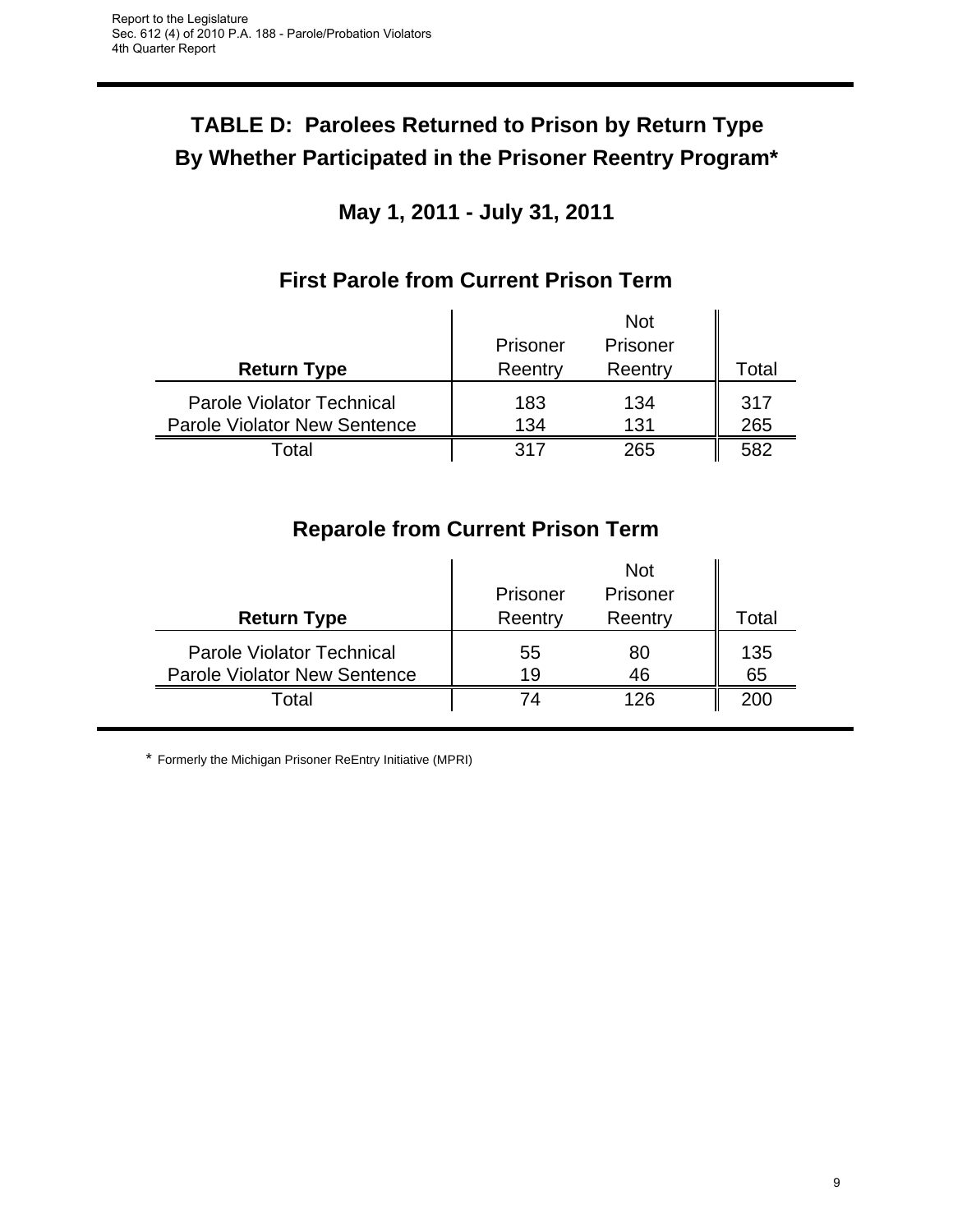# TABLE D: Parolees Returned to Prison by Return Type By Whether Participated in the Prisoner Reentry Program*

## May 1, 2011 - July 31, 2011

### First Parole from Current Prison Term

| Return Type | Prisoner Reentry | Not Prisoner Reentry | Total |
|---|---|---|---|
| Parole Violator Technical | 183 | 134 | 317 |
| Parole Violator New Sentence | 134 | 131 | 265 |
| Total | 317 | 265 | 582 |

### Reparole from Current Prison Term

| Return Type | Prisoner Reentry | Not Prisoner Reentry | Total |
|---|---|---|---|
| Parole Violator Technical | 55 | 80 | 135 |
| Parole Violator New Sentence | 19 | 46 | 65 |
| Total | 74 | 126 | 200 |

* Formerly the Michigan Prisoner ReEntry Initiative (MPRI)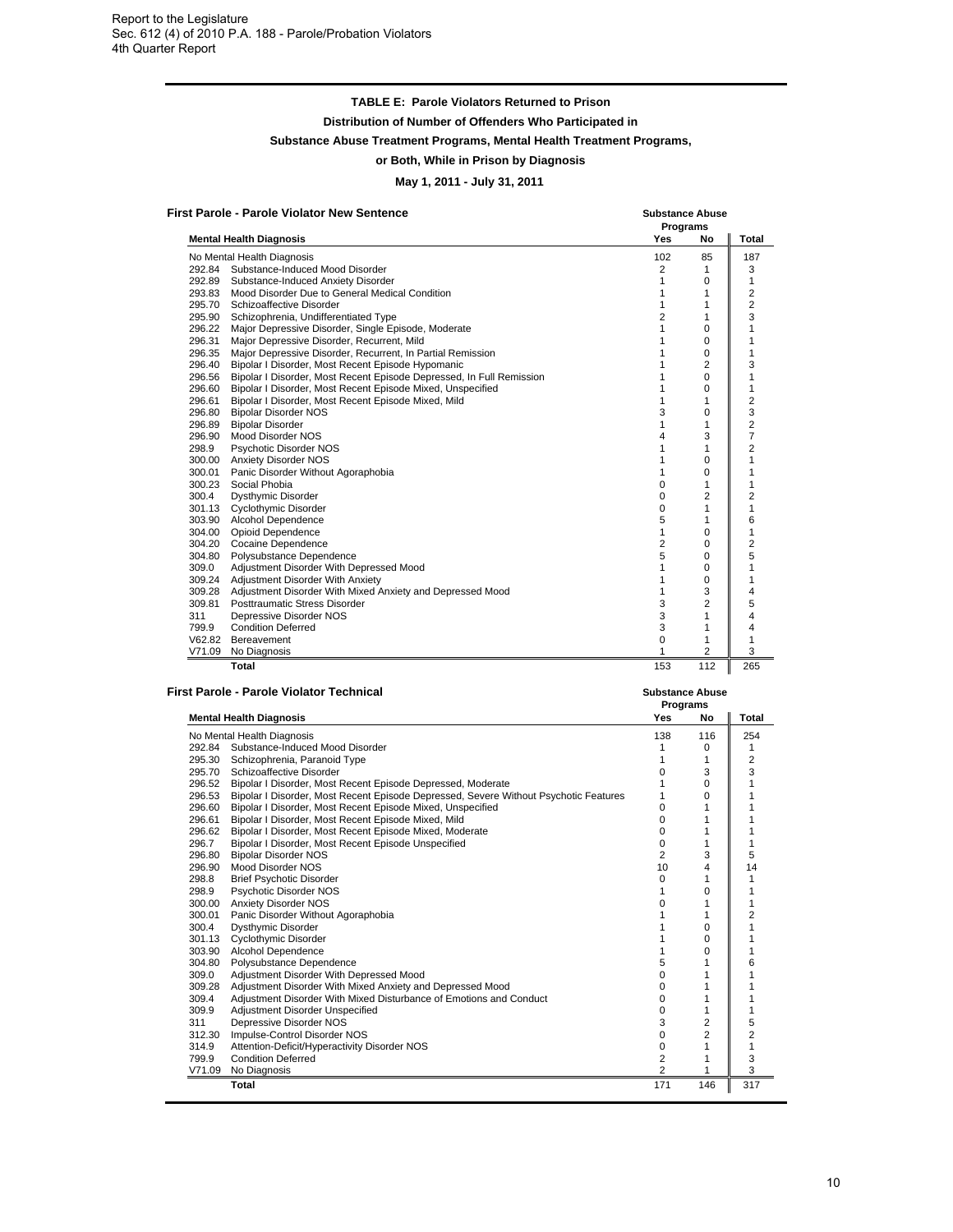Report to the Legislature
Sec. 612 (4) of 2010 P.A. 188 - Parole/Probation Violators
4th Quarter Report

## TABLE E: Parole Violators Returned to Prison

### Distribution of Number of Offenders Who Participated in Substance Abuse Treatment Programs, Mental Health Treatment Programs, or Both, While in Prison by Diagnosis

### May 1, 2011 - July 31, 2011

**First Parole - Parole Violator New Sentence**

| Mental Health Diagnosis | | Substance Abuse Programs Yes | Substance Abuse Programs No | Total |
|---|---|---|---|---|
| No Mental Health Diagnosis | | 102 | 85 | 187 |
| 292.84 | Substance-Induced Mood Disorder | 2 | 1 | 3 |
| 292.89 | Substance-Induced Anxiety Disorder | 1 | 0 | 1 |
| 293.83 | Mood Disorder Due to General Medical Condition | 1 | 1 | 2 |
| 295.70 | Schizoaffective Disorder | 1 | 1 | 2 |
| 295.90 | Schizophrenia, Undifferentiated Type | 2 | 1 | 3 |
| 296.22 | Major Depressive Disorder, Single Episode, Moderate | 1 | 0 | 1 |
| 296.31 | Major Depressive Disorder, Recurrent, Mild | 1 | 0 | 1 |
| 296.35 | Major Depressive Disorder, Recurrent, In Partial Remission | 1 | 0 | 1 |
| 296.40 | Bipolar I Disorder, Most Recent Episode Hypomanic | 1 | 2 | 3 |
| 296.56 | Bipolar I Disorder, Most Recent Episode Depressed, In Full Remission | 1 | 0 | 1 |
| 296.60 | Bipolar I Disorder, Most Recent Episode Mixed, Unspecified | 1 | 0 | 1 |
| 296.61 | Bipolar I Disorder, Most Recent Episode Mixed, Mild | 1 | 1 | 2 |
| 296.80 | Bipolar Disorder NOS | 3 | 0 | 3 |
| 296.89 | Bipolar Disorder | 1 | 1 | 2 |
| 296.90 | Mood Disorder NOS | 4 | 3 | 7 |
| 298.9 | Psychotic Disorder NOS | 1 | 1 | 2 |
| 300.00 | Anxiety Disorder NOS | 1 | 0 | 1 |
| 300.01 | Panic Disorder Without Agoraphobia | 1 | 0 | 1 |
| 300.23 | Social Phobia | 0 | 1 | 1 |
| 300.4 | Dysthymic Disorder | 0 | 2 | 2 |
| 301.13 | Cyclothymic Disorder | 0 | 1 | 1 |
| 303.90 | Alcohol Dependence | 5 | 1 | 6 |
| 304.00 | Opioid Dependence | 1 | 0 | 1 |
| 304.20 | Cocaine Dependence | 2 | 0 | 2 |
| 304.80 | Polysubstance Dependence | 5 | 0 | 5 |
| 309.0 | Adjustment Disorder With Depressed Mood | 1 | 0 | 1 |
| 309.24 | Adjustment Disorder With Anxiety | 1 | 0 | 1 |
| 309.28 | Adjustment Disorder With Mixed Anxiety and Depressed Mood | 1 | 3 | 4 |
| 309.81 | Posttraumatic Stress Disorder | 3 | 2 | 5 |
| 311 | Depressive Disorder NOS | 3 | 1 | 4 |
| 799.9 | Condition Deferred | 3 | 1 | 4 |
| V62.82 | Bereavement | 0 | 1 | 1 |
| V71.09 | No Diagnosis | 1 | 2 | 3 |
| | **Total** | 153 | 112 | 265 |

**First Parole - Parole Violator Technical**

| Mental Health Diagnosis | | Substance Abuse Programs Yes | Substance Abuse Programs No | Total |
|---|---|---|---|---|
| No Mental Health Diagnosis | | 138 | 116 | 254 |
| 292.84 | Substance-Induced Mood Disorder | 1 | 0 | 1 |
| 295.30 | Schizophrenia, Paranoid Type | 1 | 1 | 2 |
| 295.70 | Schizoaffective Disorder | 0 | 3 | 3 |
| 296.52 | Bipolar I Disorder, Most Recent Episode Depressed, Moderate | 1 | 0 | 1 |
| 296.53 | Bipolar I Disorder, Most Recent Episode Depressed, Severe Without Psychotic Features | 1 | 0 | 1 |
| 296.60 | Bipolar I Disorder, Most Recent Episode Mixed, Unspecified | 0 | 1 | 1 |
| 296.61 | Bipolar I Disorder, Most Recent Episode Mixed, Mild | 0 | 1 | 1 |
| 296.62 | Bipolar I Disorder, Most Recent Episode Mixed, Moderate | 0 | 1 | 1 |
| 296.7 | Bipolar I Disorder, Most Recent Episode Unspecified | 0 | 1 | 1 |
| 296.80 | Bipolar Disorder NOS | 2 | 3 | 5 |
| 296.90 | Mood Disorder NOS | 10 | 4 | 14 |
| 298.8 | Brief Psychotic Disorder | 0 | 1 | 1 |
| 298.9 | Psychotic Disorder NOS | 1 | 0 | 1 |
| 300.00 | Anxiety Disorder NOS | 0 | 1 | 1 |
| 300.01 | Panic Disorder Without Agoraphobia | 1 | 1 | 2 |
| 300.4 | Dysthymic Disorder | 1 | 0 | 1 |
| 301.13 | Cyclothymic Disorder | 1 | 0 | 1 |
| 303.90 | Alcohol Dependence | 1 | 0 | 1 |
| 304.80 | Polysubstance Dependence | 5 | 1 | 6 |
| 309.0 | Adjustment Disorder With Depressed Mood | 0 | 1 | 1 |
| 309.28 | Adjustment Disorder With Mixed Anxiety and Depressed Mood | 0 | 1 | 1 |
| 309.4 | Adjustment Disorder With Mixed Disturbance of Emotions and Conduct | 0 | 1 | 1 |
| 309.9 | Adjustment Disorder Unspecified | 0 | 1 | 1 |
| 311 | Depressive Disorder NOS | 3 | 2 | 5 |
| 312.30 | Impulse-Control Disorder NOS | 0 | 2 | 2 |
| 314.9 | Attention-Deficit/Hyperactivity Disorder NOS | 0 | 1 | 1 |
| 799.9 | Condition Deferred | 2 | 1 | 3 |
| V71.09 | No Diagnosis | 2 | 1 | 3 |
| | **Total** | 171 | 146 | 317 |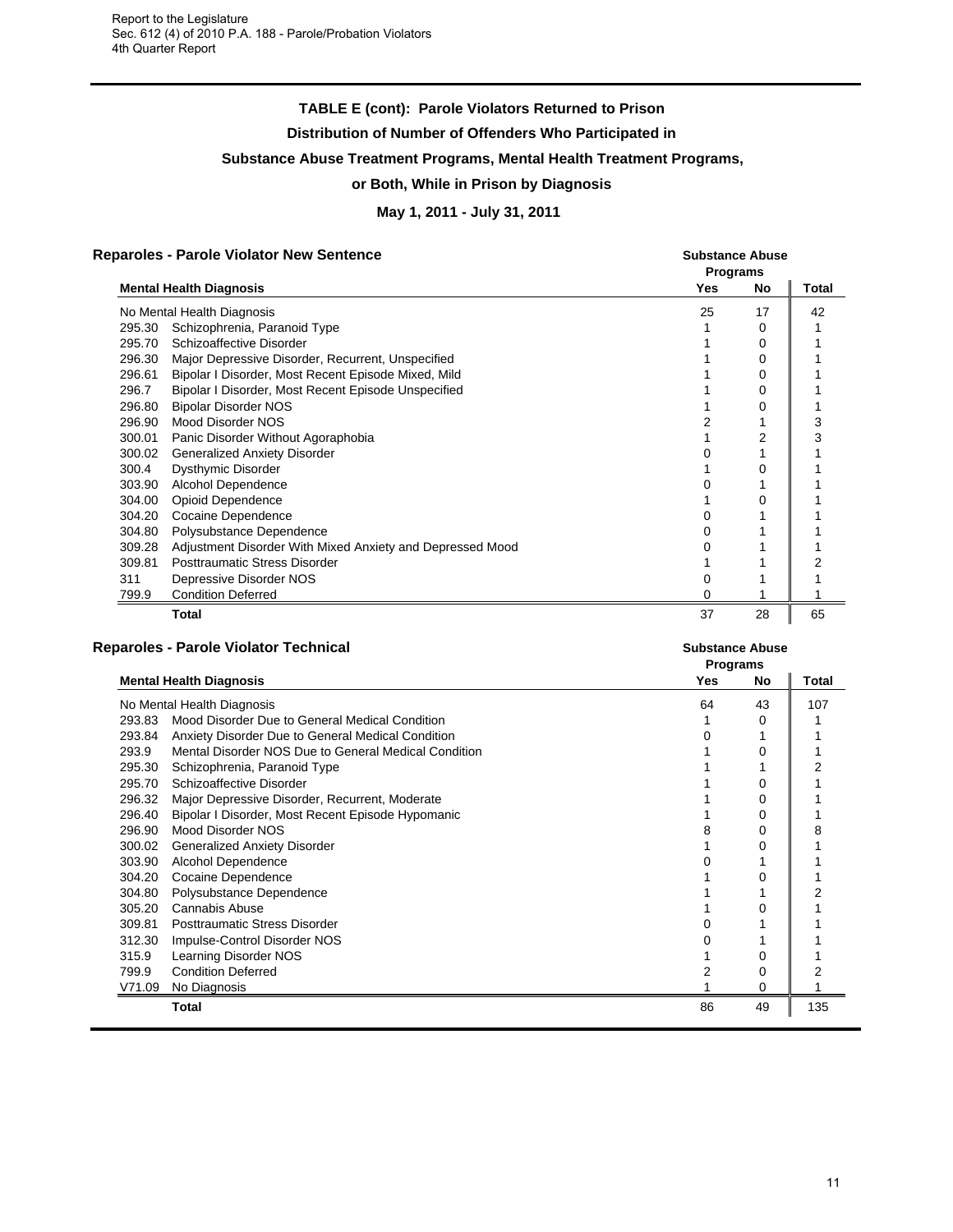Report to the Legislature
Sec. 612 (4) of 2010 P.A. 188 - Parole/Probation Violators
4th Quarter Report

## TABLE E (cont): Parole Violators Returned to Prison
## Distribution of Number of Offenders Who Participated in
## Substance Abuse Treatment Programs, Mental Health Treatment Programs,
## or Both, While in Prison by Diagnosis
## May 1, 2011 - July 31, 2011

### Reparoles - Parole Violator New Sentence

| | | Substance Abuse Programs | | |
|---|---|---|---|---|
| **Mental Health Diagnosis** | | **Yes** | **No** | **Total** |
| No Mental Health Diagnosis | | 25 | 17 | 42 |
| 295.30 | Schizophrenia, Paranoid Type | 1 | 0 | 1 |
| 295.70 | Schizoaffective Disorder | 1 | 0 | 1 |
| 296.30 | Major Depressive Disorder, Recurrent, Unspecified | 1 | 0 | 1 |
| 296.61 | Bipolar I Disorder, Most Recent Episode Mixed, Mild | 1 | 0 | 1 |
| 296.7 | Bipolar I Disorder, Most Recent Episode Unspecified | 1 | 0 | 1 |
| 296.80 | Bipolar Disorder NOS | 1 | 0 | 1 |
| 296.90 | Mood Disorder NOS | 2 | 1 | 3 |
| 300.01 | Panic Disorder Without Agoraphobia | 1 | 2 | 3 |
| 300.02 | Generalized Anxiety Disorder | 0 | 1 | 1 |
| 300.4 | Dysthymic Disorder | 1 | 0 | 1 |
| 303.90 | Alcohol Dependence | 0 | 1 | 1 |
| 304.00 | Opioid Dependence | 1 | 0 | 1 |
| 304.20 | Cocaine Dependence | 0 | 1 | 1 |
| 304.80 | Polysubstance Dependence | 0 | 1 | 1 |
| 309.28 | Adjustment Disorder With Mixed Anxiety and Depressed Mood | 0 | 1 | 1 |
| 309.81 | Posttraumatic Stress Disorder | 1 | 1 | 2 |
| 311 | Depressive Disorder NOS | 0 | 1 | 1 |
| 799.9 | Condition Deferred | 0 | 1 | 1 |
| | **Total** | 37 | 28 | 65 |

### Reparoles - Parole Violator Technical

| | | Substance Abuse Programs | | |
|---|---|---|---|---|
| **Mental Health Diagnosis** | | **Yes** | **No** | **Total** |
| No Mental Health Diagnosis | | 64 | 43 | 107 |
| 293.83 | Mood Disorder Due to General Medical Condition | 1 | 0 | 1 |
| 293.84 | Anxiety Disorder Due to General Medical Condition | 0 | 1 | 1 |
| 293.9 | Mental Disorder NOS Due to General Medical Condition | 1 | 0 | 1 |
| 295.30 | Schizophrenia, Paranoid Type | 1 | 1 | 2 |
| 295.70 | Schizoaffective Disorder | 1 | 0 | 1 |
| 296.32 | Major Depressive Disorder, Recurrent, Moderate | 1 | 0 | 1 |
| 296.40 | Bipolar I Disorder, Most Recent Episode Hypomanic | 1 | 0 | 1 |
| 296.90 | Mood Disorder NOS | 8 | 0 | 8 |
| 300.02 | Generalized Anxiety Disorder | 1 | 0 | 1 |
| 303.90 | Alcohol Dependence | 0 | 1 | 1 |
| 304.20 | Cocaine Dependence | 1 | 0 | 1 |
| 304.80 | Polysubstance Dependence | 1 | 1 | 2 |
| 305.20 | Cannabis Abuse | 1 | 0 | 1 |
| 309.81 | Posttraumatic Stress Disorder | 0 | 1 | 1 |
| 312.30 | Impulse-Control Disorder NOS | 0 | 1 | 1 |
| 315.9 | Learning Disorder NOS | 1 | 0 | 1 |
| 799.9 | Condition Deferred | 2 | 0 | 2 |
| V71.09 | No Diagnosis | 1 | 0 | 1 |
| | **Total** | 86 | 49 | 135 |